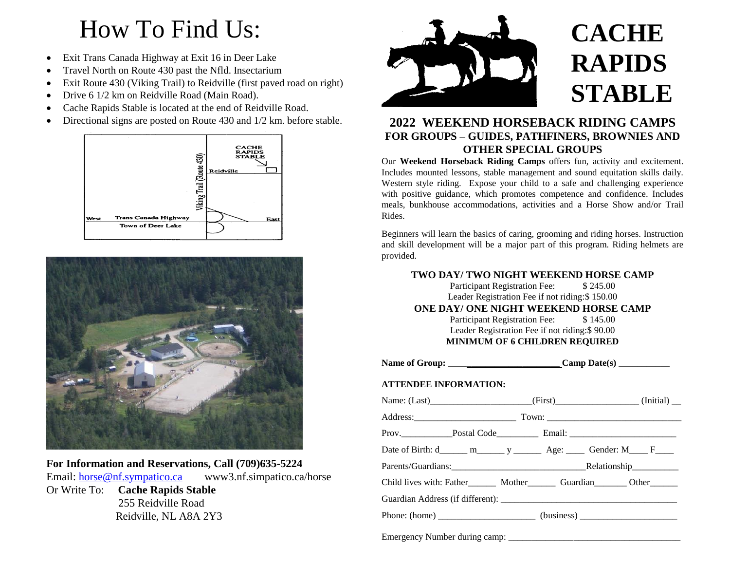# How To Find Us:

- Exit Trans Canada Highway at Exit 16 in Deer Lake
- Travel North on Route 430 past the Nfld. Insectarium
- Exit Route 430 (Viking Trail) to Reidville (first paved road on right)
- Drive 6 1/2 km on Reidville Road (Main Road).
- Cache Rapids Stable is located at the end of Reidville Road.
- Directional signs are posted on Route 430 and 1/2 km. before stable.

**For Information and Reservations, Call (709)635-5224**

Email: horse@nf.sympatico.ca www3.nf.simpatico.ca/horse

Or Write To: **Cache Rapids Stable**
255 Reidville Road
Reidville, NL A8A 2Y3

# CACHE RAPIDS STABLE

## 2022 WEEKEND HORSEBACK RIDING CAMPS

### FOR GROUPS – GUIDES, PATHFINERS, BROWNIES AND OTHER SPECIAL GROUPS

Our **Weekend Horseback Riding Camps** offers fun, activity and excitement. Includes mounted lessons, stable management and sound equitation skills daily. Western style riding. Expose your child to a safe and challenging experience with positive guidance, which promotes competence and confidence. Includes meals, bunkhouse accommodations, activities and a Horse Show and/or Trail Rides.

Beginners will learn the basics of caring, grooming and riding horses. Instruction and skill development will be a major part of this program. Riding helmets are provided.

**TWO DAY/ TWO NIGHT WEEKEND HORSE CAMP**

Participant Registration Fee: $ 245.00
Leader Registration Fee if not riding:$ 150.00

**ONE DAY/ ONE NIGHT WEEKEND HORSE CAMP**

Participant Registration Fee: $ 145.00
Leader Registration Fee if not riding:$ 90.00

**MINIMUM OF 6 CHILDREN REQUIRED**

**Name of Group: ________________________ Camp Date(s) ___________**

**ATTENDEE INFORMATION:**

Name: (Last)______________________(First)__________________ (Initial) __

Address:______________________ Town: _____________________________

Prov.___________Postal Code_________ Email: ________________________

Date of Birth: d______ m______ y ______ Age: ____ Gender: M____ F____

Parents/Guardians:______________________________Relationship__________

Child lives with: Father______ Mother______ Guardian_______ Other______

Guardian Address (if different): ______________________________________

Phone: (home) _____________________ (business) _____________________

Emergency Number during camp: ______________________________________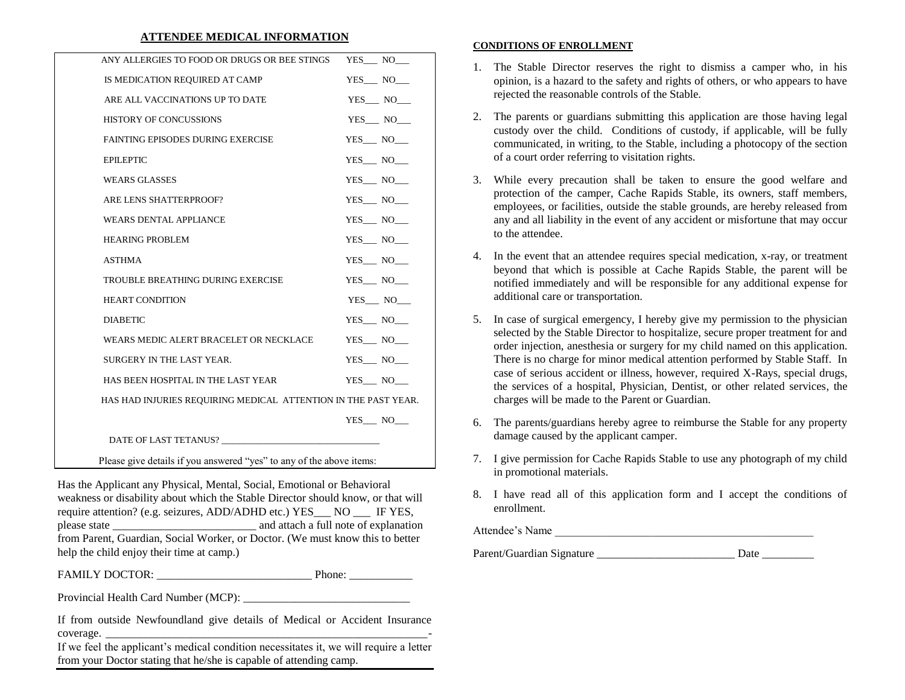## ATTENDEE MEDICAL INFORMATION

| | |
|---|---|
| ANY ALLERGIES TO FOOD OR DRUGS OR BEE STINGS | YES___ NO___ |
| IS MEDICATION REQUIRED AT CAMP | YES___ NO___ |
| ARE ALL VACCINATIONS UP TO DATE | YES___ NO___ |
| HISTORY OF CONCUSSIONS | YES___ NO___ |
| FAINTING EPISODES DURING EXERCISE | YES___ NO___ |
| EPILEPTIC | YES___ NO___ |
| WEARS GLASSES | YES___ NO___ |
| ARE LENS SHATTERPROOF? | YES___ NO___ |
| WEARS DENTAL APPLIANCE | YES___ NO___ |
| HEARING PROBLEM | YES___ NO___ |
| ASTHMA | YES___ NO___ |
| TROUBLE BREATHING DURING EXERCISE | YES___ NO___ |
| HEART CONDITION | YES___ NO___ |
| DIABETIC | YES___ NO___ |
| WEARS MEDIC ALERT BRACELET OR NECKLACE | YES___ NO___ |
| SURGERY IN THE LAST YEAR. | YES___ NO___ |
| HAS BEEN HOSPITAL IN THE LAST YEAR | YES___ NO___ |
| HAS HAD INJURIES REQUIRING MEDICAL ATTENTION IN THE PAST YEAR. | YES___ NO___ |

DATE OF LAST TETANUS? ________________________________

Please give details if you answered "yes" to any of the above items:

Has the Applicant any Physical, Mental, Social, Emotional or Behavioral weakness or disability about which the Stable Director should know, or that will require attention? (e.g. seizures, ADD/ADHD etc.) YES___ NO ___ IF YES, please state _________________________ and attach a full note of explanation from Parent, Guardian, Social Worker, or Doctor. (We must know this to better help the child enjoy their time at camp.)

FAMILY DOCTOR: ___________________________ Phone: ___________

Provincial Health Card Number (MCP): _____________________________

If from outside Newfoundland give details of Medical or Accident Insurance coverage. __________________________________________________________-

If we feel the applicant's medical condition necessitates it, we will require a letter from your Doctor stating that he/she is capable of attending camp.

## CONDITIONS OF ENROLLMENT

1. The Stable Director reserves the right to dismiss a camper who, in his opinion, is a hazard to the safety and rights of others, or who appears to have rejected the reasonable controls of the Stable.
2. The parents or guardians submitting this application are those having legal custody over the child. Conditions of custody, if applicable, will be fully communicated, in writing, to the Stable, including a photocopy of the section of a court order referring to visitation rights.
3. While every precaution shall be taken to ensure the good welfare and protection of the camper, Cache Rapids Stable, its owners, staff members, employees, or facilities, outside the stable grounds, are hereby released from any and all liability in the event of any accident or misfortune that may occur to the attendee.
4. In the event that an attendee requires special medication, x-ray, or treatment beyond that which is possible at Cache Rapids Stable, the parent will be notified immediately and will be responsible for any additional expense for additional care or transportation.
5. In case of surgical emergency, I hereby give my permission to the physician selected by the Stable Director to hospitalize, secure proper treatment for and order injection, anesthesia or surgery for my child named on this application. There is no charge for minor medical attention performed by Stable Staff. In case of serious accident or illness, however, required X-Rays, special drugs, the services of a hospital, Physician, Dentist, or other related services, the charges will be made to the Parent or Guardian.
6. The parents/guardians hereby agree to reimburse the Stable for any property damage caused by the applicant camper.
7. I give permission for Cache Rapids Stable to use any photograph of my child in promotional materials.
8. I have read all of this application form and I accept the conditions of enrollment.

Attendee's Name _______________________________________________

Parent/Guardian Signature ________________________ Date _________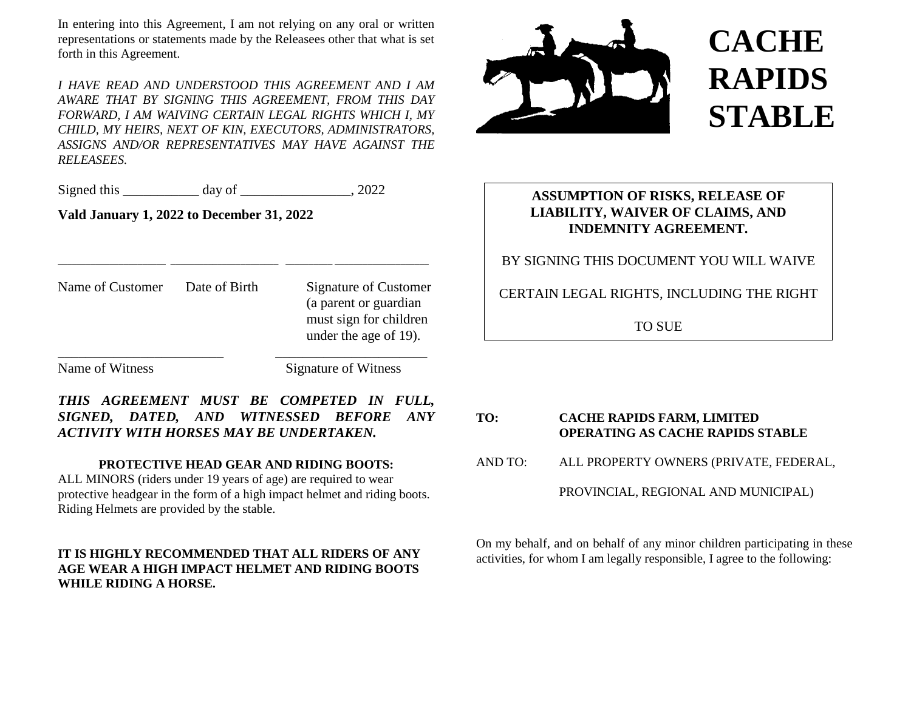In entering into this Agreement, I am not relying on any oral or written representations or statements made by the Releasees other that what is set forth in this Agreement.

*I HAVE READ AND UNDERSTOOD THIS AGREEMENT AND I AM AWARE THAT BY SIGNING THIS AGREEMENT, FROM THIS DAY FORWARD, I AM WAIVING CERTAIN LEGAL RIGHTS WHICH I, MY CHILD, MY HEIRS, NEXT OF KIN, EXECUTORS, ADMINISTRATORS, ASSIGNS AND/OR REPRESENTATIVES MAY HAVE AGAINST THE RELEASEES.*

Signed this ___________ day of ________________, 2022

**Vald January 1, 2022 to December 31, 2022**

________________ ________________ ________ ______________

| Name of Customer | Date of Birth | Signature of Customer (a parent or guardian must sign for children under the age of 19). |
|---|---|---|

________________________ ______________________

| Name of Witness | Signature of Witness |
|---|---|

***THIS AGREEMENT MUST BE COMPETED IN FULL, SIGNED, DATED, AND WITNESSED BEFORE ANY ACTIVITY WITH HORSES MAY BE UNDERTAKEN.***

**PROTECTIVE HEAD GEAR AND RIDING BOOTS:**

ALL MINORS (riders under 19 years of age) are required to wear protective headgear in the form of a high impact helmet and riding boots. Riding Helmets are provided by the stable.

**IT IS HIGHLY RECOMMENDED THAT ALL RIDERS OF ANY AGE WEAR A HIGH IMPACT HELMET AND RIDING BOOTS WHILE RIDING A HORSE.**

# CACHE RAPIDS STABLE

**ASSUMPTION OF RISKS, RELEASE OF LIABILITY, WAIVER OF CLAIMS, AND INDEMNITY AGREEMENT.**

BY SIGNING THIS DOCUMENT YOU WILL WAIVE CERTAIN LEGAL RIGHTS, INCLUDING THE RIGHT TO SUE

**TO:** **CACHE RAPIDS FARM, LIMITED OPERATING AS CACHE RAPIDS STABLE**

AND TO: ALL PROPERTY OWNERS (PRIVATE, FEDERAL, PROVINCIAL, REGIONAL AND MUNICIPAL)

On my behalf, and on behalf of any minor children participating in these activities, for whom I am legally responsible, I agree to the following: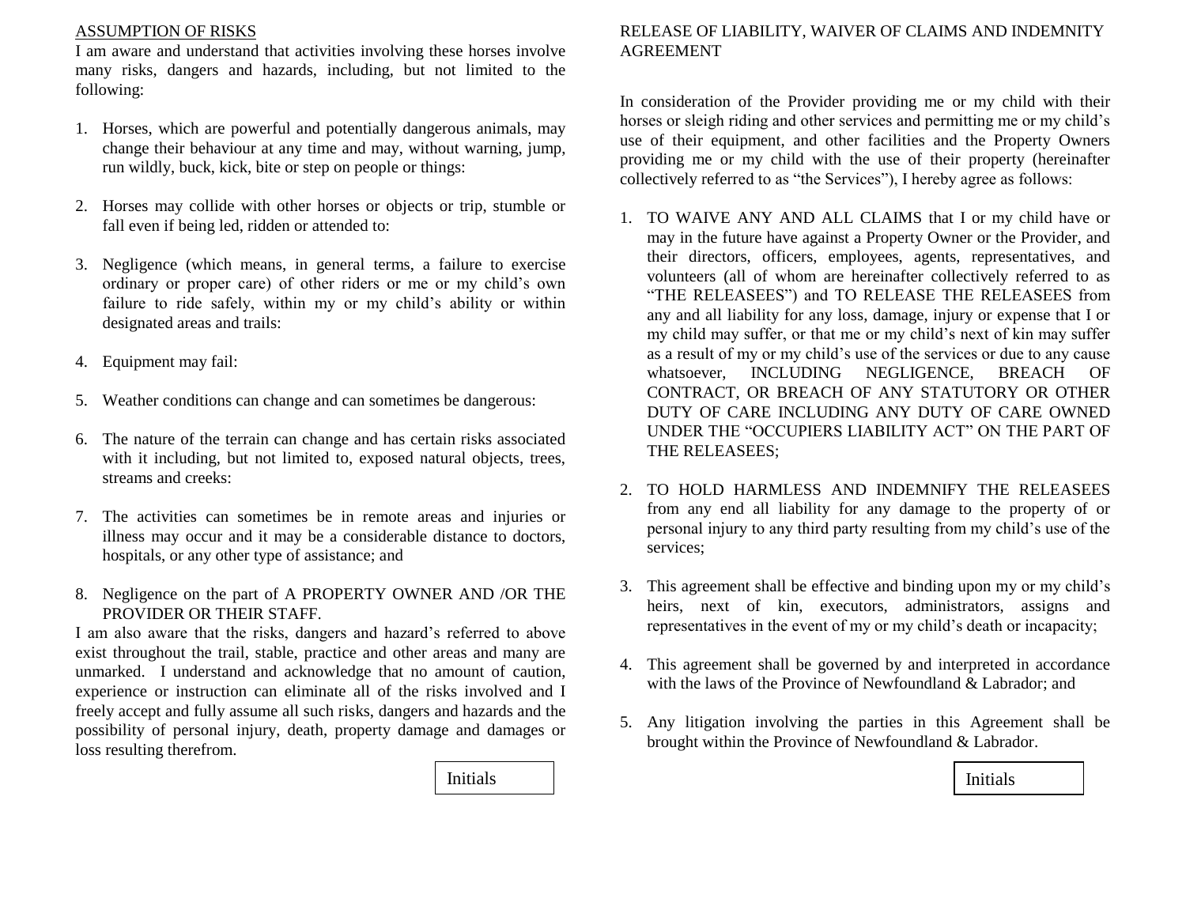<u>ASSUMPTION OF RISKS</u>

I am aware and understand that activities involving these horses involve many risks, dangers and hazards, including, but not limited to the following:

1. Horses, which are powerful and potentially dangerous animals, may change their behaviour at any time and may, without warning, jump, run wildly, buck, kick, bite or step on people or things:

2. Horses may collide with other horses or objects or trip, stumble or fall even if being led, ridden or attended to:

3. Negligence (which means, in general terms, a failure to exercise ordinary or proper care) of other riders or me or my child's own failure to ride safely, within my or my child's ability or within designated areas and trails:

4. Equipment may fail:

5. Weather conditions can change and can sometimes be dangerous:

6. The nature of the terrain can change and has certain risks associated with it including, but not limited to, exposed natural objects, trees, streams and creeks:

7. The activities can sometimes be in remote areas and injuries or illness may occur and it may be a considerable distance to doctors, hospitals, or any other type of assistance; and

8. Negligence on the part of A PROPERTY OWNER AND /OR THE PROVIDER OR THEIR STAFF.

I am also aware that the risks, dangers and hazard's referred to above exist throughout the trail, stable, practice and other areas and many are unmarked. I understand and acknowledge that no amount of caution, experience or instruction can eliminate all of the risks involved and I freely accept and fully assume all such risks, dangers and hazards and the possibility of personal injury, death, property damage and damages or loss resulting therefrom.

Initials

RELEASE OF LIABILITY, WAIVER OF CLAIMS AND INDEMNITY AGREEMENT

In consideration of the Provider providing me or my child with their horses or sleigh riding and other services and permitting me or my child's use of their equipment, and other facilities and the Property Owners providing me or my child with the use of their property (hereinafter collectively referred to as "the Services"), I hereby agree as follows:

1. TO WAIVE ANY AND ALL CLAIMS that I or my child have or may in the future have against a Property Owner or the Provider, and their directors, officers, employees, agents, representatives, and volunteers (all of whom are hereinafter collectively referred to as "THE RELEASEES") and TO RELEASE THE RELEASEES from any and all liability for any loss, damage, injury or expense that I or my child may suffer, or that me or my child's next of kin may suffer as a result of my or my child's use of the services or due to any cause whatsoever, INCLUDING NEGLIGENCE, BREACH OF CONTRACT, OR BREACH OF ANY STATUTORY OR OTHER DUTY OF CARE INCLUDING ANY DUTY OF CARE OWNED UNDER THE "OCCUPIERS LIABILITY ACT" ON THE PART OF THE RELEASEES;

2. TO HOLD HARMLESS AND INDEMNIFY THE RELEASEES from any end all liability for any damage to the property of or personal injury to any third party resulting from my child's use of the services;

3. This agreement shall be effective and binding upon my or my child's heirs, next of kin, executors, administrators, assigns and representatives in the event of my or my child's death or incapacity;

4. This agreement shall be governed by and interpreted in accordance with the laws of the Province of Newfoundland & Labrador; and

5. Any litigation involving the parties in this Agreement shall be brought within the Province of Newfoundland & Labrador.

Initials